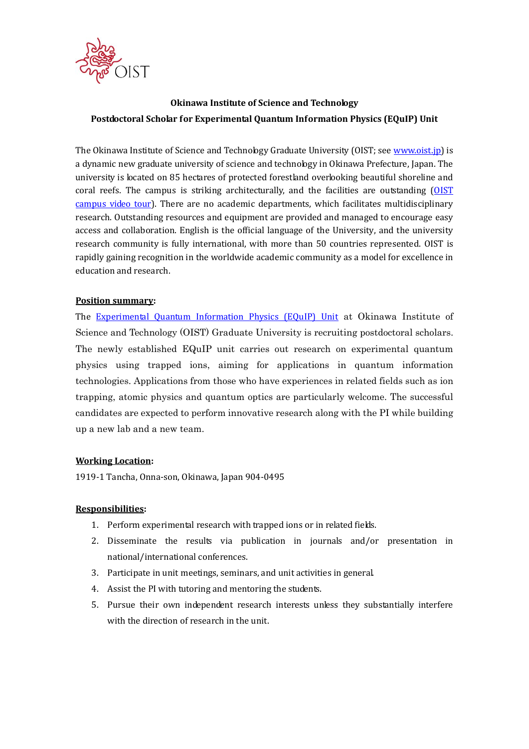**Okinawa Institute of Science and Technology**

**Postdoctoral Scholar for Experimental Quantum Information Physics (EQuIP) Unit**

The Okinawa Institute of Science and Technology Graduate University (OIST; see [www.oist.jp](http://www.oist.jp)) is a dynamic new graduate university of science and technology in Okinawa Prefecture, Japan. The university is located on 85 hectares of protected forestland overlooking beautiful shoreline and coral reefs. The campus is striking architecturally, and the facilities are outstanding (OIST campus video tour). There are no academic departments, which facilitates multidisciplinary research. Outstanding resources and equipment are provided and managed to encourage easy access and collaboration. English is the official language of the University, and the university research community is fully international, with more than 50 countries represented. OIST is rapidly gaining recognition in the worldwide academic community as a model for excellence in education and research.

**Position summary:**

The Experimental Quantum Information Physics (EQuIP) Unit at Okinawa Institute of Science and Technology (OIST) Graduate University is recruiting postdoctoral scholars. The newly established EQuIP unit carries out research on experimental quantum physics using trapped ions, aiming for applications in quantum information technologies. Applications from those who have experiences in related fields such as ion trapping, atomic physics and quantum optics are particularly welcome. The successful candidates are expected to perform innovative research along with the PI while building up a new lab and a new team.

**Working Location:**

1919-1 Tancha, Onna-son, Okinawa, Japan 904-0495

**Responsibilities:**

1. Perform experimental research with trapped ions or in related fields.
2. Disseminate the results via publication in journals and/or presentation in national/international conferences.
3. Participate in unit meetings, seminars, and unit activities in general.
4. Assist the PI with tutoring and mentoring the students.
5. Pursue their own independent research interests unless they substantially interfere with the direction of research in the unit.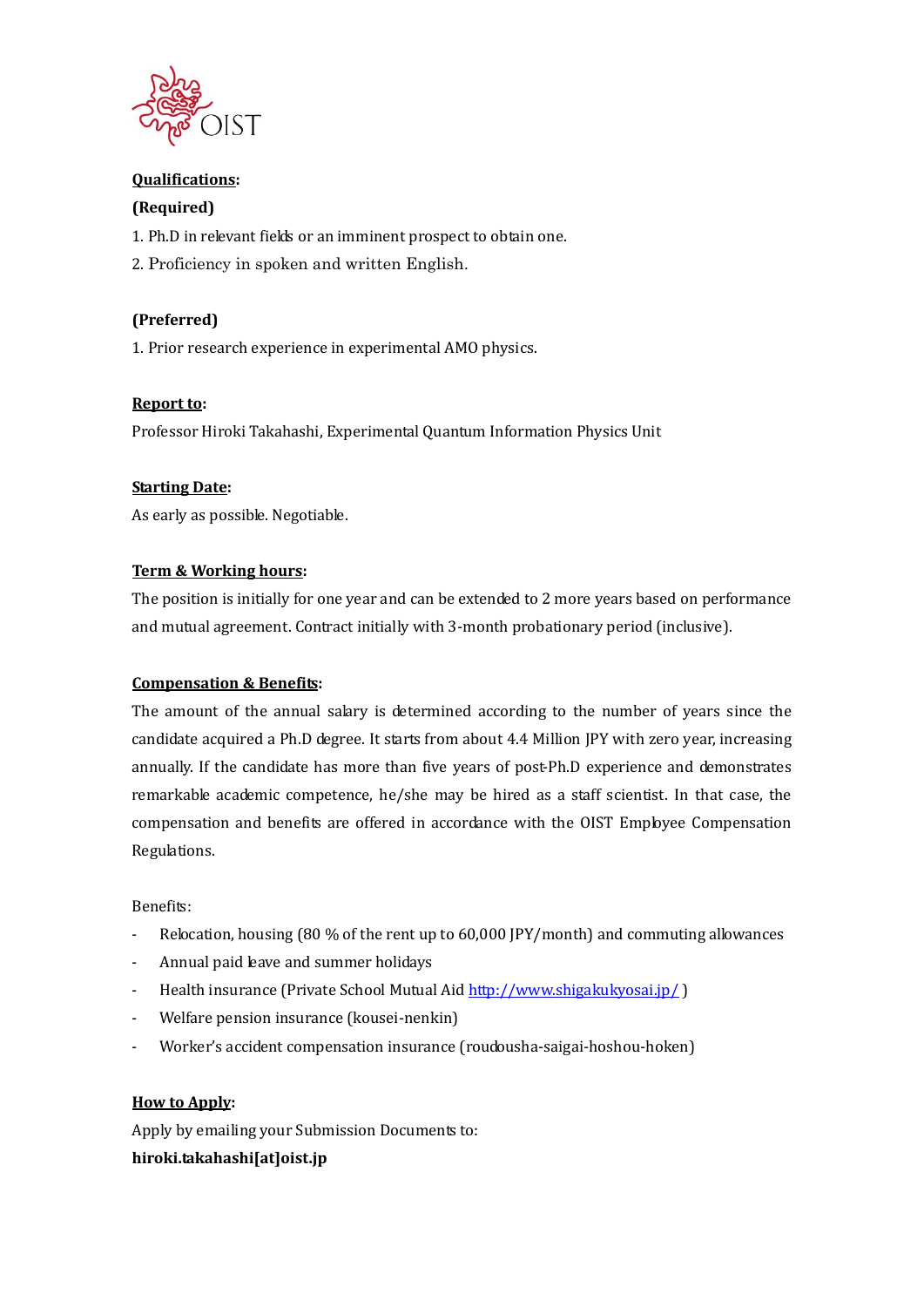**Qualifications:**

**(Required)**

1. Ph.D in relevant fields or an imminent prospect to obtain one.
2. Proficiency in spoken and written English.

**(Preferred)**

1. Prior research experience in experimental AMO physics.

**Report to:**

Professor Hiroki Takahashi, Experimental Quantum Information Physics Unit

**Starting Date:**

As early as possible. Negotiable.

**Term & Working hours:**

The position is initially for one year and can be extended to 2 more years based on performance and mutual agreement. Contract initially with 3-month probationary period (inclusive).

**Compensation & Benefits:**

The amount of the annual salary is determined according to the number of years since the candidate acquired a Ph.D degree. It starts from about 4.4 Million JPY with zero year, increasing annually. If the candidate has more than five years of post-Ph.D experience and demonstrates remarkable academic competence, he/she may be hired as a staff scientist. In that case, the compensation and benefits are offered in accordance with the OIST Employee Compensation Regulations.

Benefits:

- Relocation, housing (80 % of the rent up to 60,000 JPY/month) and commuting allowances
- Annual paid leave and summer holidays
- Health insurance (Private School Mutual Aid http://www.shigakukyosai.jp/ )
- Welfare pension insurance (kousei-nenkin)
- Worker's accident compensation insurance (roudousha-saigai-hoshou-hoken)

**How to Apply:**

Apply by emailing your Submission Documents to:

**hiroki.takahashi[at]oist.jp**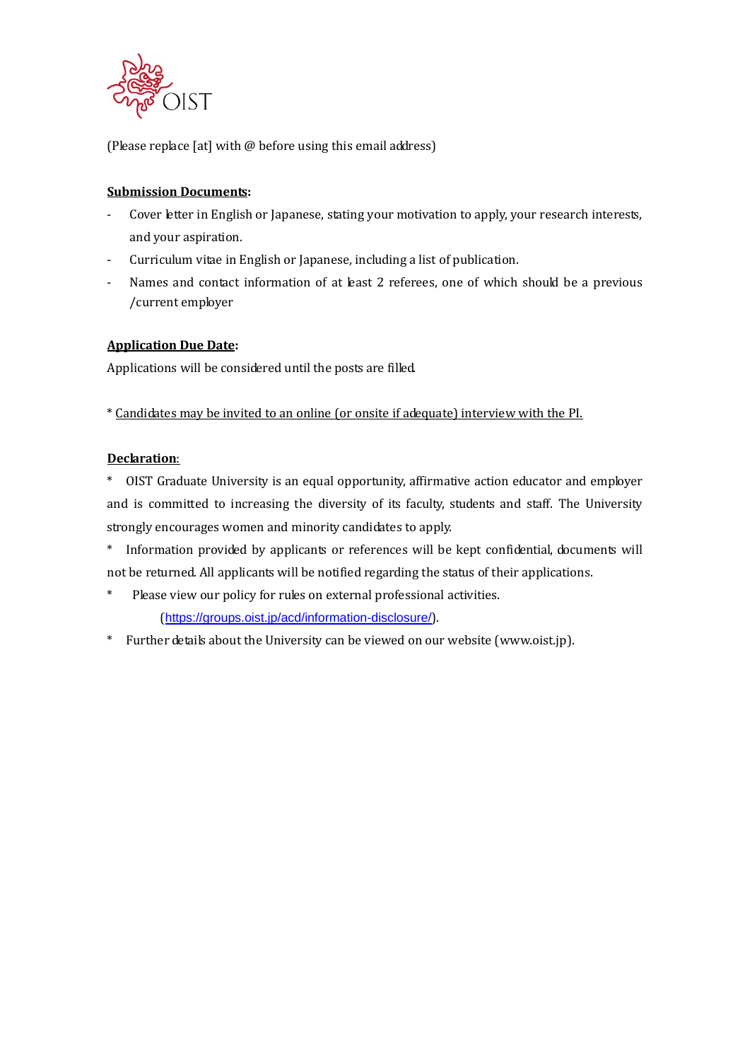(Please replace [at] with @ before using this email address)

**Submission Documents:**

- Cover letter in English or Japanese, stating your motivation to apply, your research interests, and your aspiration.
- Curriculum vitae in English or Japanese, including a list of publication.
- Names and contact information of at least 2 referees, one of which should be a previous /current employer

**Application Due Date:**

Applications will be considered until the posts are filled.

* Candidates may be invited to an online (or onsite if adequate) interview with the PI.

**Declaration:**

* OIST Graduate University is an equal opportunity, affirmative action educator and employer and is committed to increasing the diversity of its faculty, students and staff. The University strongly encourages women and minority candidates to apply.

* Information provided by applicants or references will be kept confidential, documents will not be returned. All applicants will be notified regarding the status of their applications.

* Please view our policy for rules on external professional activities.
(https://groups.oist.jp/acd/information-disclosure/).

* Further details about the University can be viewed on our website (www.oist.jp).